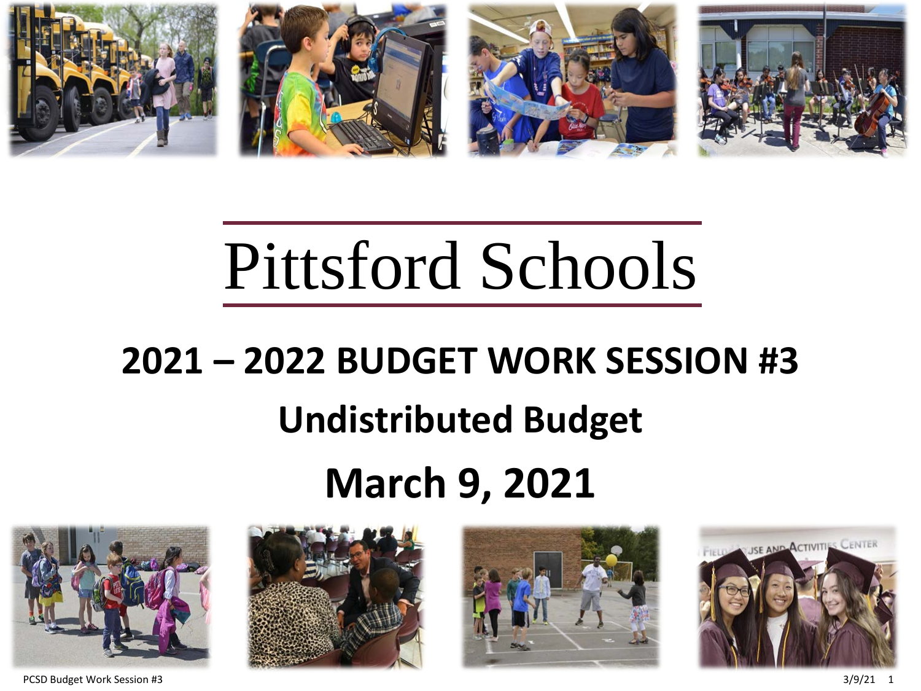# Pittsford Schools

## 2021 – 2022 BUDGET WORK SESSION #3

## Undistributed Budget

## March 9, 2021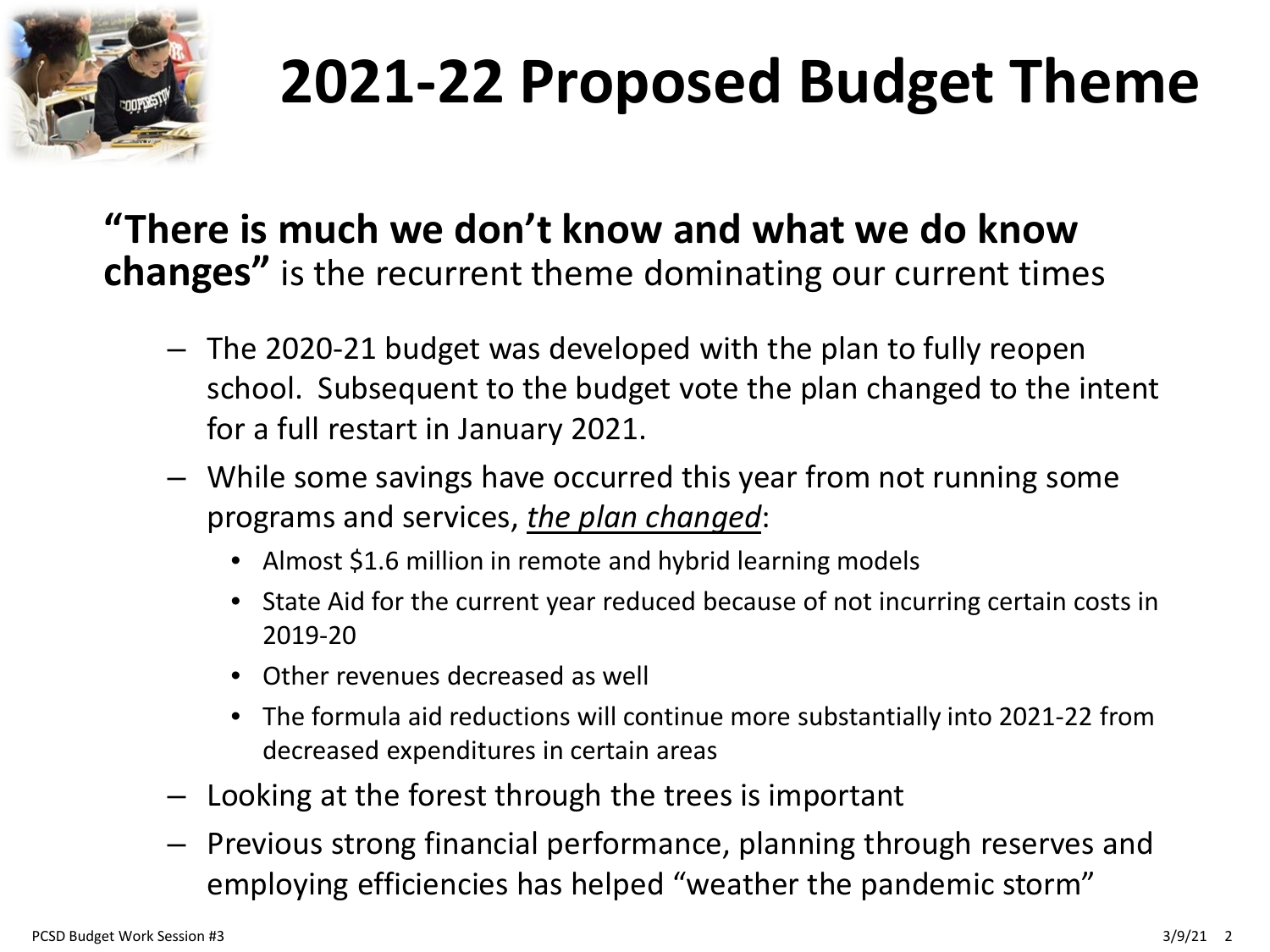# 2021-22 Proposed Budget Theme

**"There is much we don't know and what we do know changes"** is the recurrent theme dominating our current times

- The 2020-21 budget was developed with the plan to fully reopen school. Subsequent to the budget vote the plan changed to the intent for a full restart in January 2021.
- While some savings have occurred this year from not running some programs and services, *the plan changed*:
  - Almost $1.6 million in remote and hybrid learning models
  - State Aid for the current year reduced because of not incurring certain costs in 2019-20
  - Other revenues decreased as well
  - The formula aid reductions will continue more substantially into 2021-22 from decreased expenditures in certain areas
- Looking at the forest through the trees is important
- Previous strong financial performance, planning through reserves and employing efficiencies has helped "weather the pandemic storm"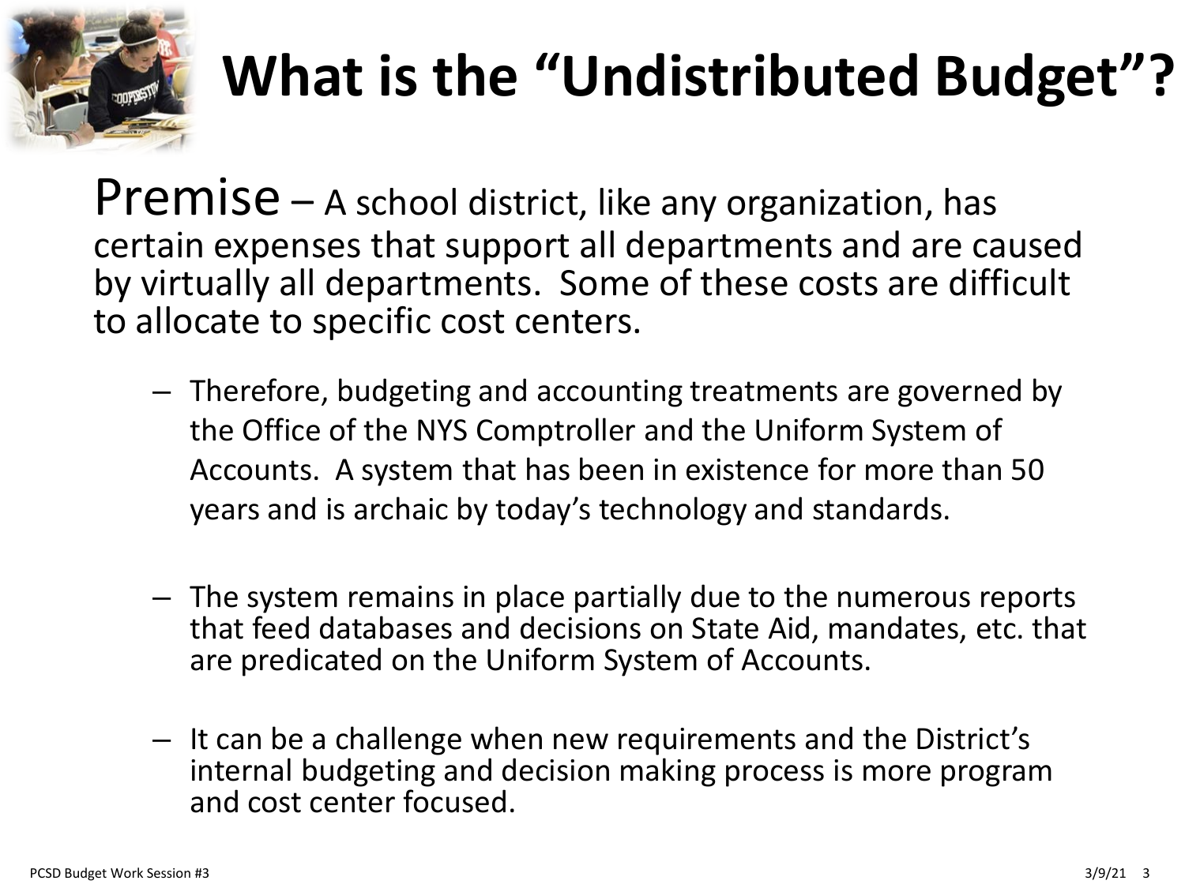# What is the "Undistributed Budget"?

Premise – A school district, like any organization, has certain expenses that support all departments and are caused by virtually all departments. Some of these costs are difficult to allocate to specific cost centers.

- Therefore, budgeting and accounting treatments are governed by the Office of the NYS Comptroller and the Uniform System of Accounts. A system that has been in existence for more than 50 years and is archaic by today's technology and standards.
- The system remains in place partially due to the numerous reports that feed databases and decisions on State Aid, mandates, etc. that are predicated on the Uniform System of Accounts.
- It can be a challenge when new requirements and the District's internal budgeting and decision making process is more program and cost center focused.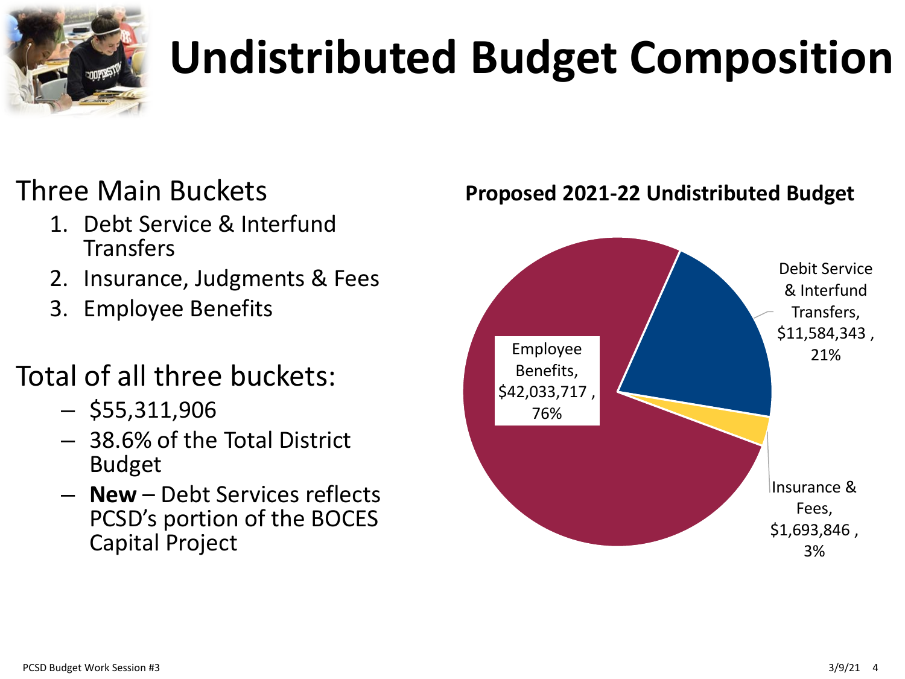# Undistributed Budget Composition

Three Main Buckets

1. Debt Service & Interfund Transfers
2. Insurance, Judgments & Fees
3. Employee Benefits

Total of all three buckets:

- $55,311,906
- 38.6% of the Total District Budget
- **New** – Debt Services reflects PCSD's portion of the BOCES Capital Project

**Proposed 2021-22 Undistributed Budget**

| Category | Amount | Percent |
|---|---|---|
| Employee Benefits | $42,033,717 | 76% |
| Debit Service & Interfund Transfers | $11,584,343 | 21% |
| Insurance & Fees | $1,693,846 | 3% |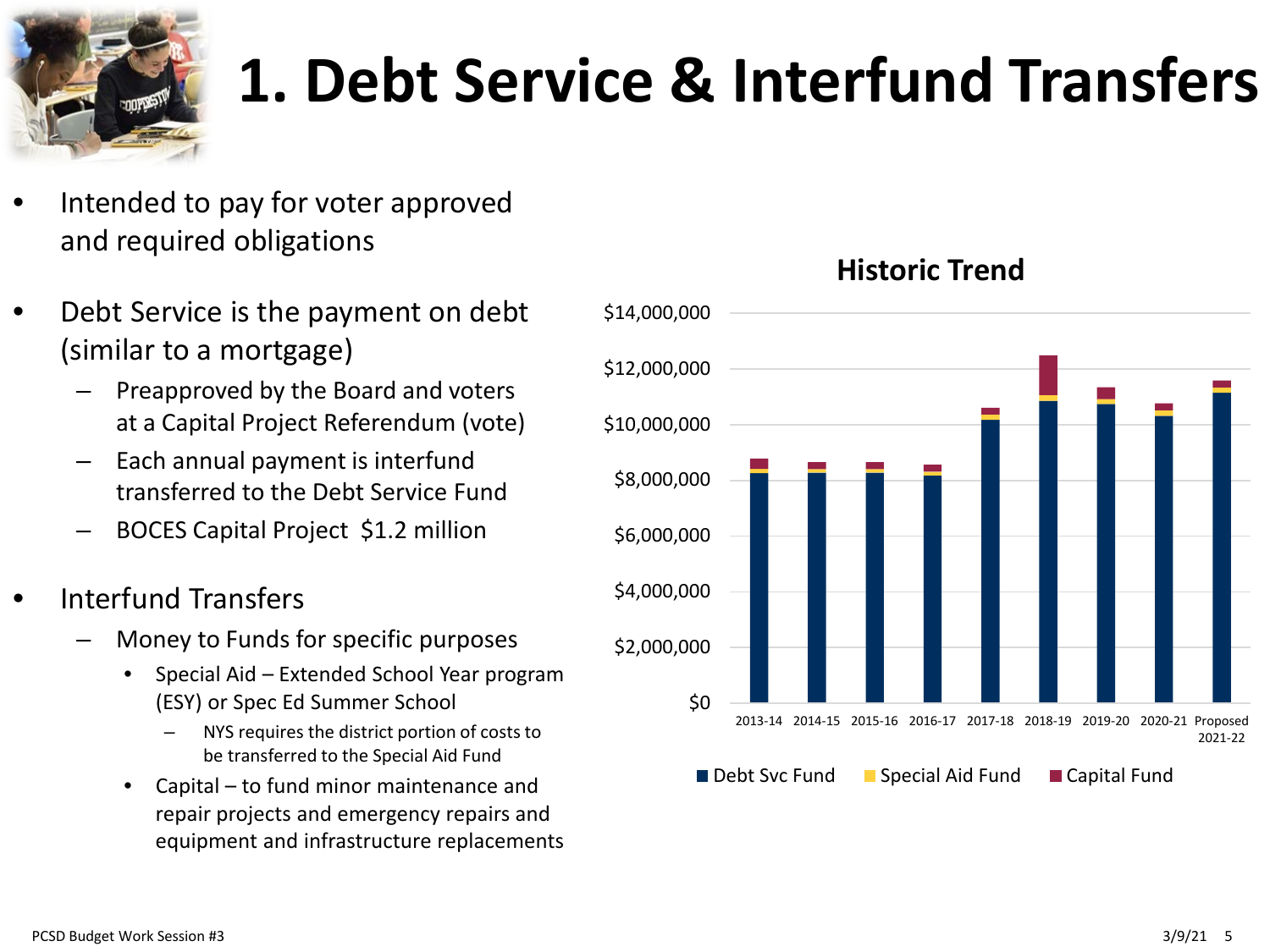# 1. Debt Service & Interfund Transfers

- Intended to pay for voter approved and required obligations
- Debt Service is the payment on debt (similar to a mortgage)
  - Preapproved by the Board and voters at a Capital Project Referendum (vote)
  - Each annual payment is interfund transferred to the Debt Service Fund
  - BOCES Capital Project $1.2 million
- Interfund Transfers
  - Money to Funds for specific purposes
    - Special Aid – Extended School Year program (ESY) or Spec Ed Summer School
      - NYS requires the district portion of costs to be transferred to the Special Aid Fund
    - Capital – to fund minor maintenance and repair projects and emergency repairs and equipment and infrastructure replacements

**Historic Trend**

$14,000,000
$12,000,000
$10,000,000
$8,000,000
$6,000,000
$4,000,000
$2,000,000
$0

2013-14 2014-15 2015-16 2016-17 2017-18 2018-19 2019-20 2020-21 Proposed 2021-22

Debt Svc Fund | Special Aid Fund | Capital Fund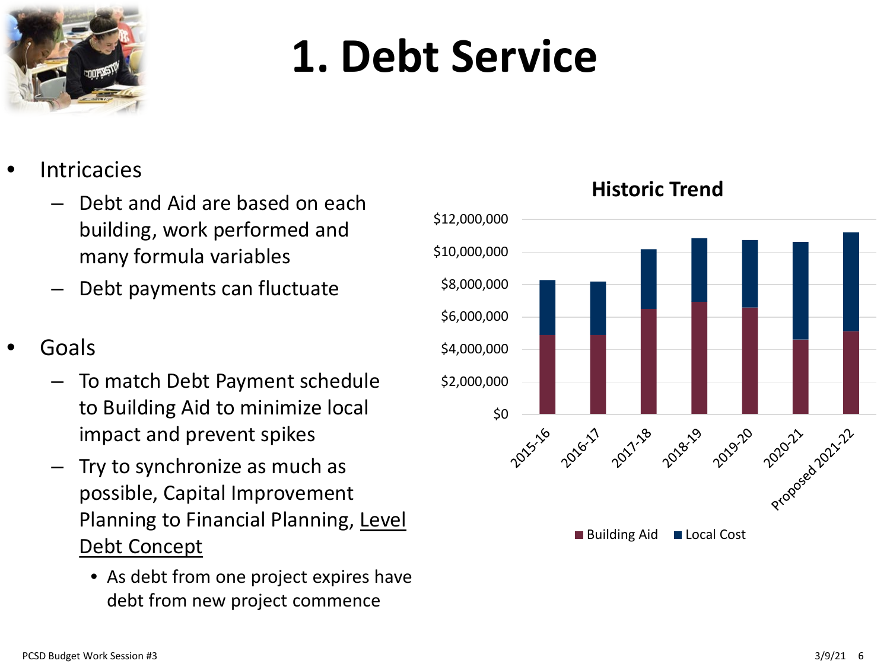# 1. Debt Service

- Intricacies
  - Debt and Aid are based on each building, work performed and many formula variables
  - Debt payments can fluctuate
- Goals
  - To match Debt Payment schedule to Building Aid to minimize local impact and prevent spikes
  - Try to synchronize as much as possible, Capital Improvement Planning to Financial Planning, Level Debt Concept
    - As debt from one project expires have debt from new project commence

**Historic Trend**

$12,000,000
$10,000,000
$8,000,000
$6,000,000
$4,000,000
$2,000,000
$0

2015-16 2016-17 2017-18 2018-19 2019-20 2020-21 Proposed 2021-22

Building Aid Local Cost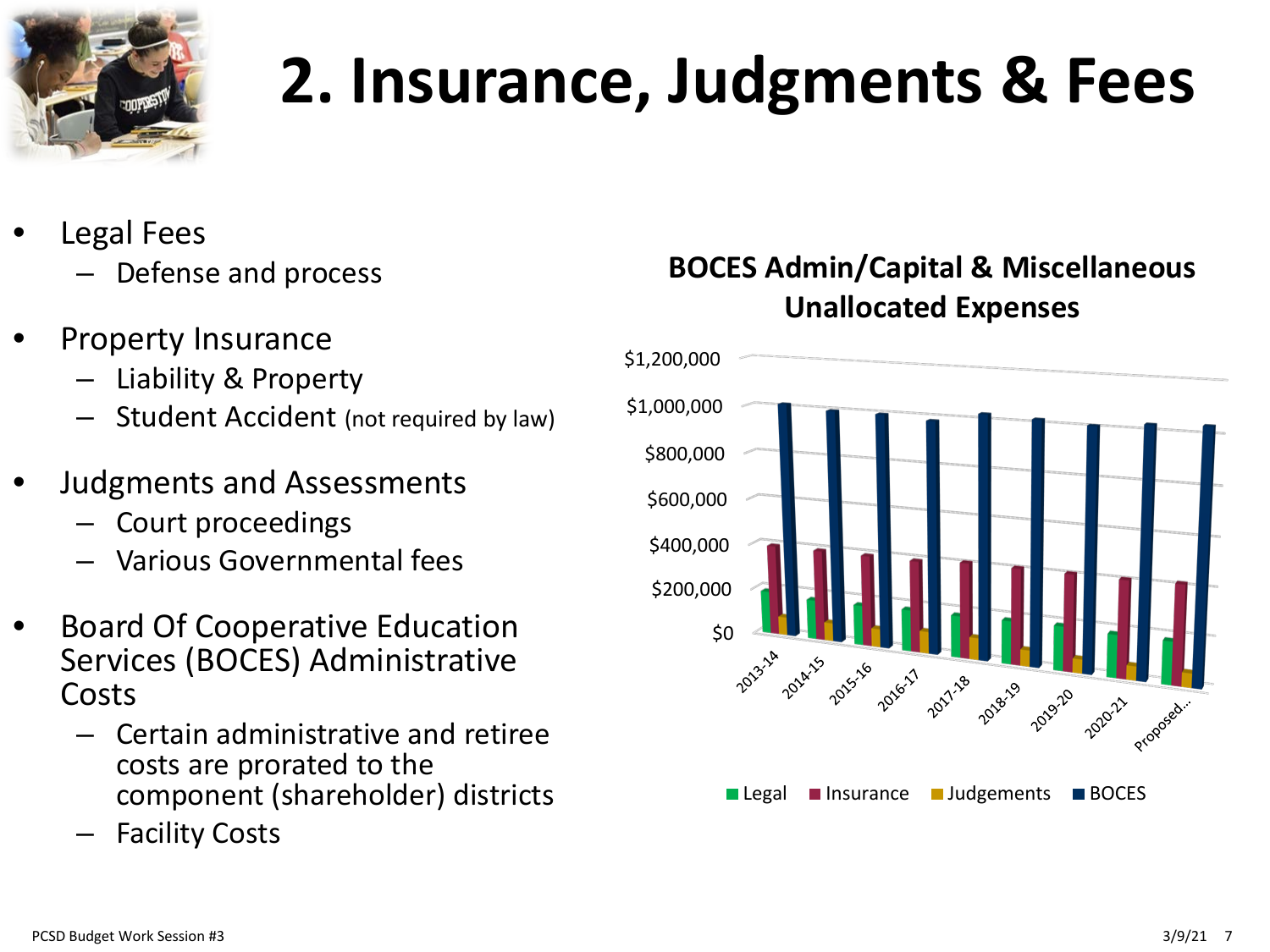# 2. Insurance, Judgments & Fees

- Legal Fees
  - Defense and process
- Property Insurance
  - Liability & Property
  - Student Accident (not required by law)
- Judgments and Assessments
  - Court proceedings
  - Various Governmental fees
- Board Of Cooperative Education Services (BOCES) Administrative Costs
  - Certain administrative and retiree costs are prorated to the component (shareholder) districts
  - Facility Costs

**BOCES Admin/Capital & Miscellaneous Unallocated Expenses**

$1,200,000
$1,000,000
$800,000
$600,000
$400,000
$200,000
$0

2013-14, 2014-15, 2015-16, 2016-17, 2017-18, 2018-19, 2019-20, 2020-21, Proposed...

Legal, Insurance, Judgements, BOCES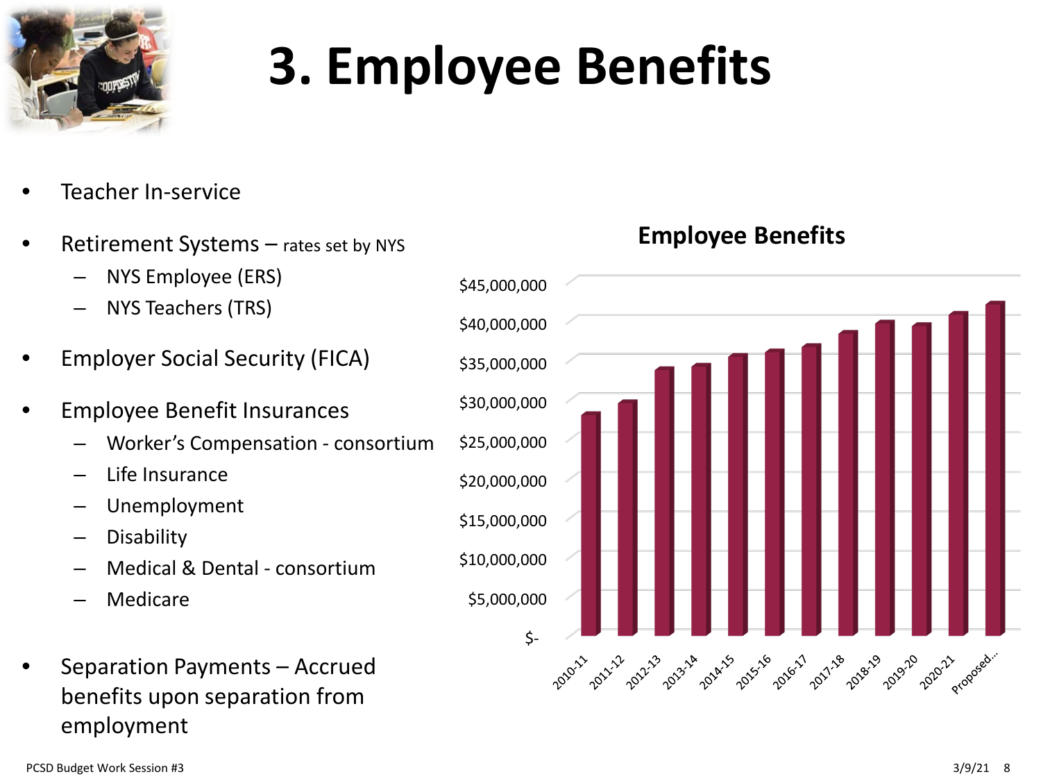# 3. Employee Benefits

- Teacher In-service
- Retirement Systems – rates set by NYS
  - NYS Employee (ERS)
  - NYS Teachers (TRS)
- Employer Social Security (FICA)
- Employee Benefit Insurances
  - Worker's Compensation - consortium
  - Life Insurance
  - Unemployment
  - Disability
  - Medical & Dental - consortium
  - Medicare
- Separation Payments – Accrued benefits upon separation from employment

**Employee Benefits**

$45,000,000
$40,000,000
$35,000,000
$30,000,000
$25,000,000
$20,000,000
$15,000,000
$10,000,000
$5,000,000
$-

2010-11, 2011-12, 2012-13, 2013-14, 2014-15, 2015-16, 2016-17, 2017-18, 2018-19, 2019-20, 2020-21, Proposed...

PCSD Budget Work Session #3

3/9/21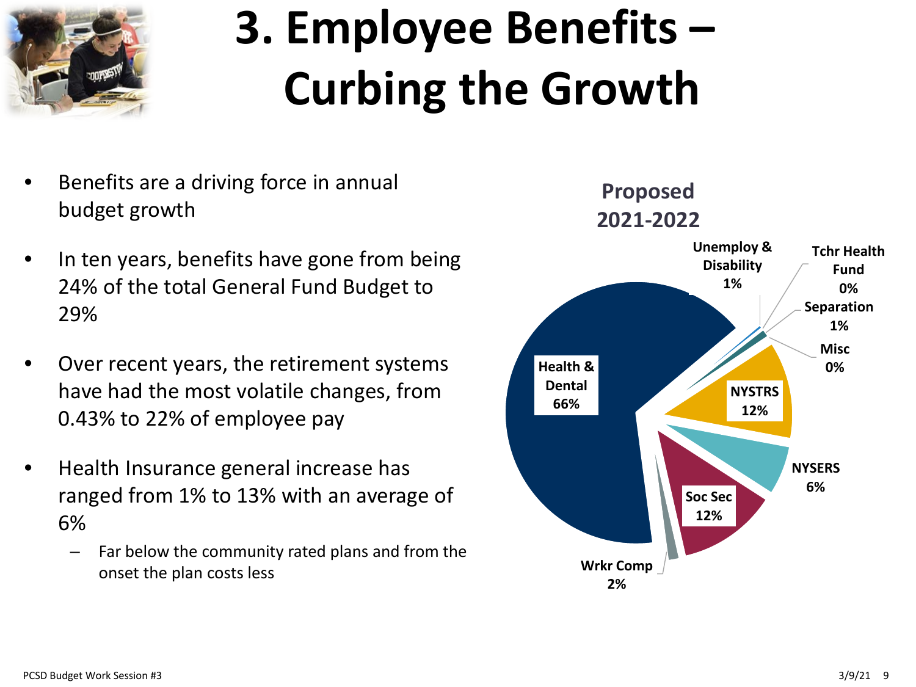# 3. Employee Benefits – Curbing the Growth

- Benefits are a driving force in annual budget growth
- In ten years, benefits have gone from being 24% of the total General Fund Budget to 29%
- Over recent years, the retirement systems have had the most volatile changes, from 0.43% to 22% of employee pay
- Health Insurance general increase has ranged from 1% to 13% with an average of 6%
  - Far below the community rated plans and from the onset the plan costs less

**Proposed 2021-2022**

| Category | Share |
|---|---|
| Health & Dental | 66% |
| Unemploy & Disability | 1% |
| Tchr Health Fund | 0% |
| Separation | 1% |
| Misc | 0% |
| NYSTRS | 12% |
| NYSERS | 6% |
| Soc Sec | 12% |
| Wrkr Comp | 2% |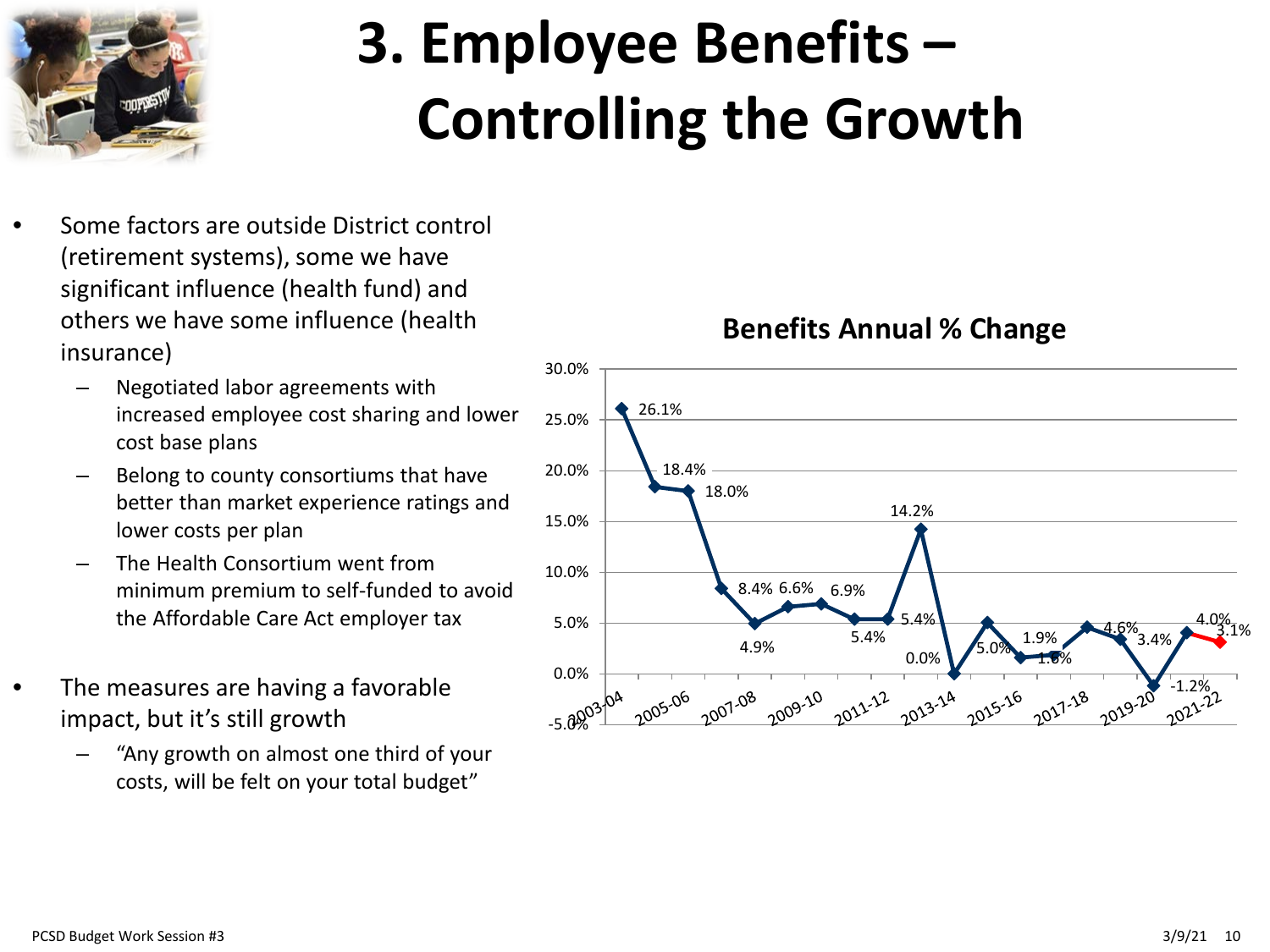# 3. Employee Benefits – Controlling the Growth

- Some factors are outside District control (retirement systems), some we have significant influence (health fund) and others we have some influence (health insurance)
  - Negotiated labor agreements with increased employee cost sharing and lower cost base plans
  - Belong to county consortiums that have better than market experience ratings and lower costs per plan
  - The Health Consortium went from minimum premium to self-funded to avoid the Affordable Care Act employer tax
- The measures are having a favorable impact, but it's still growth
  - "Any growth on almost one third of your costs, will be felt on your total budget"

**Benefits Annual % Change**

| Year | % Change |
|---|---|
| 2003-04 | 26.1% |
| 2004-05 | 18.4% |
| 2005-06 | 18.0% |
| 2006-07 | 8.4% |
| 2007-08 | 4.9% |
| 2008-09 | 6.6% |
| 2009-10 | 6.9% |
| 2010-11 | 5.4% |
| 2011-12 | 5.4% |
| 2012-13 | 14.2% |
| 2013-14 | 0.0% |
| 2014-15 | 5.0% |
| 2015-16 | 1.6% |
| 2016-17 | 1.9% |
| 2017-18 | 4.6% |
| 2018-19 | 3.4% |
| 2019-20 | -1.2% |
| 2020-21 | 4.0% |
| 2021-22 | 3.1% |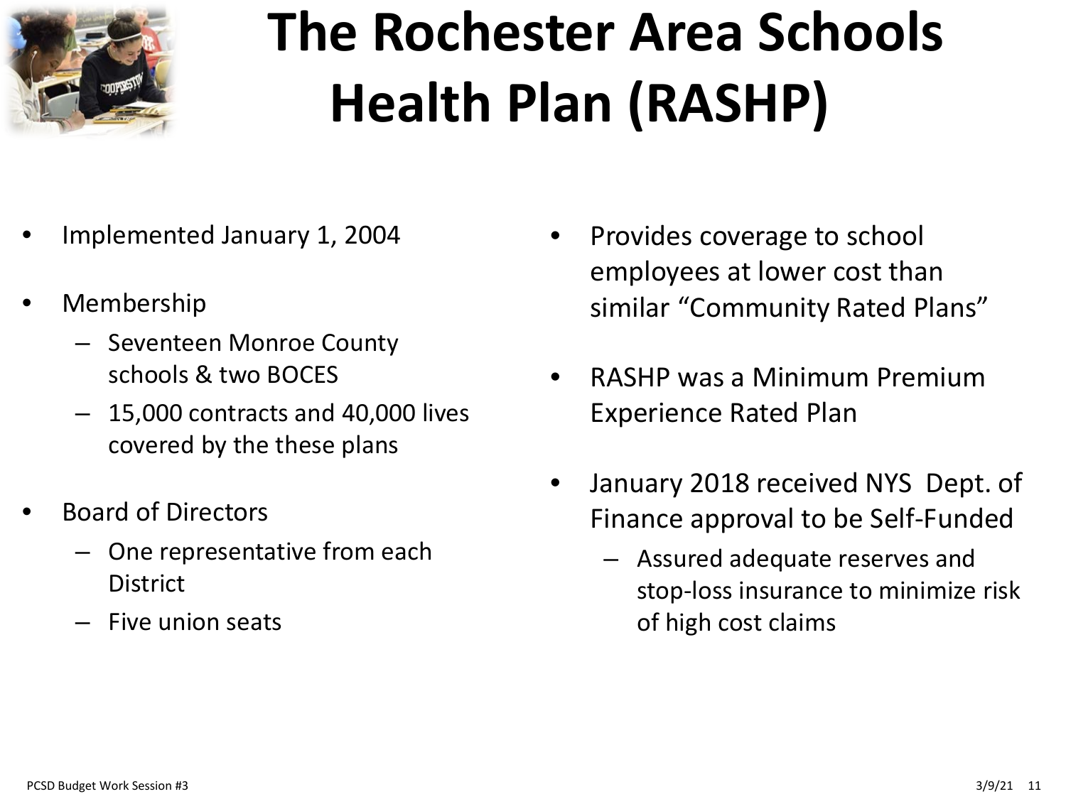# The Rochester Area Schools Health Plan (RASHP)

- Implemented January 1, 2004
- Membership
  - Seventeen Monroe County schools & two BOCES
  - 15,000 contracts and 40,000 lives covered by the these plans
- Board of Directors
  - One representative from each District
  - Five union seats
- Provides coverage to school employees at lower cost than similar "Community Rated Plans"
- RASHP was a Minimum Premium Experience Rated Plan
- January 2018 received NYS Dept. of Finance approval to be Self-Funded
  - Assured adequate reserves and stop-loss insurance to minimize risk of high cost claims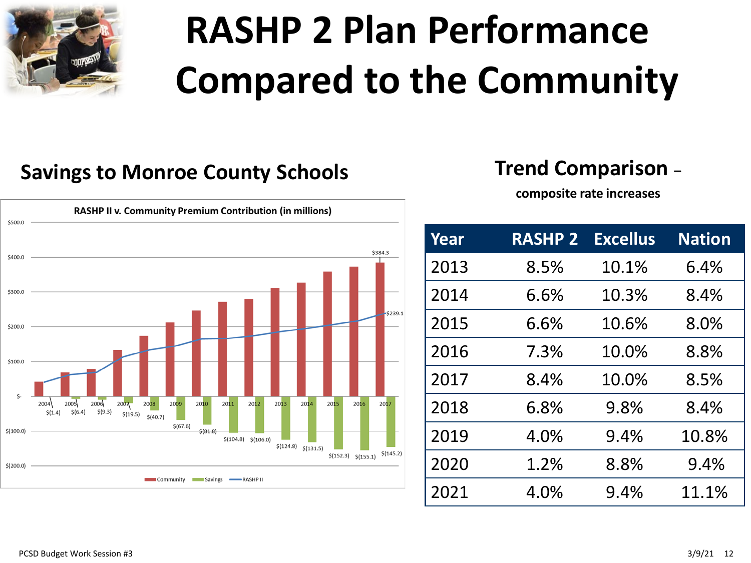# RASHP 2 Plan Performance Compared to the Community

## Savings to Monroe County Schools

**RASHP II v. Community Premium Contribution (in millions)**

| Year | Savings |
|---|---|
| 2004 | $(1.4) |
| 2005 | $(6.4) |
| 2006 | $(9.3) |
| 2007 | $(19.5) |
| 2008 | $(40.7) |
| 2009 | $(67.6) |
| 2010 | $(81.8) |
| 2011 | $(104.8) |
| 2012 | $(106.0) |
| 2013 | $(124.8) |
| 2014 | $(131.5) |
| 2015 | $(152.3) |
| 2016 | $(155.1) |
| 2017 | $(145.2) |

2017: Community $384.3; RASHP II $239.1

Legend: Community, Savings, RASHP II

## Trend Comparison – composite rate increases

| Year | RASHP 2 | Excellus | Nation |
|---|---|---|---|
| 2013 | 8.5% | 10.1% | 6.4% |
| 2014 | 6.6% | 10.3% | 8.4% |
| 2015 | 6.6% | 10.6% | 8.0% |
| 2016 | 7.3% | 10.0% | 8.8% |
| 2017 | 8.4% | 10.0% | 8.5% |
| 2018 | 6.8% | 9.8% | 8.4% |
| 2019 | 4.0% | 9.4% | 10.8% |
| 2020 | 1.2% | 8.8% | 9.4% |
| 2021 | 4.0% | 9.4% | 11.1% |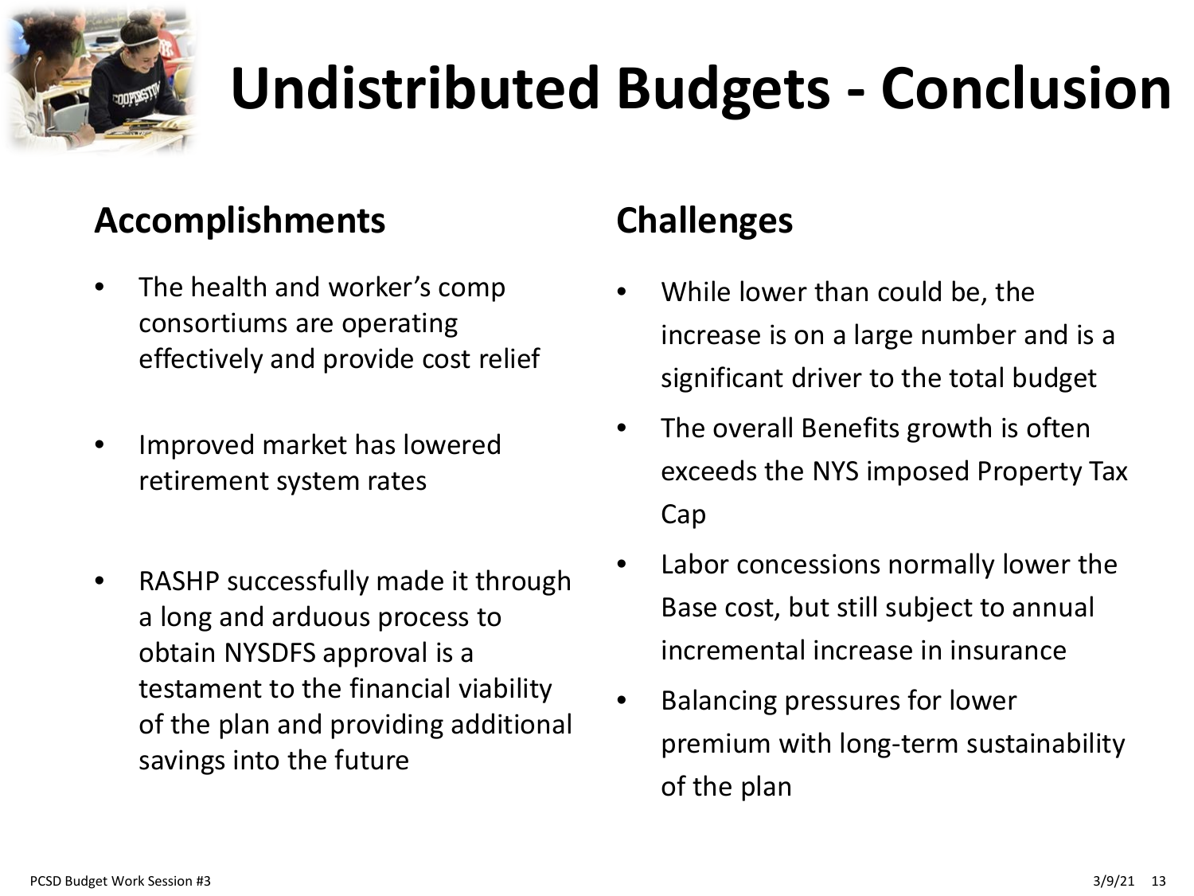# Undistributed Budgets - Conclusion

## Accomplishments

- The health and worker's comp consortiums are operating effectively and provide cost relief
- Improved market has lowered retirement system rates
- RASHP successfully made it through a long and arduous process to obtain NYSDFS approval is a testament to the financial viability of the plan and providing additional savings into the future

## Challenges

- While lower than could be, the increase is on a large number and is a significant driver to the total budget
- The overall Benefits growth is often exceeds the NYS imposed Property Tax Cap
- Labor concessions normally lower the Base cost, but still subject to annual incremental increase in insurance
- Balancing pressures for lower premium with long-term sustainability of the plan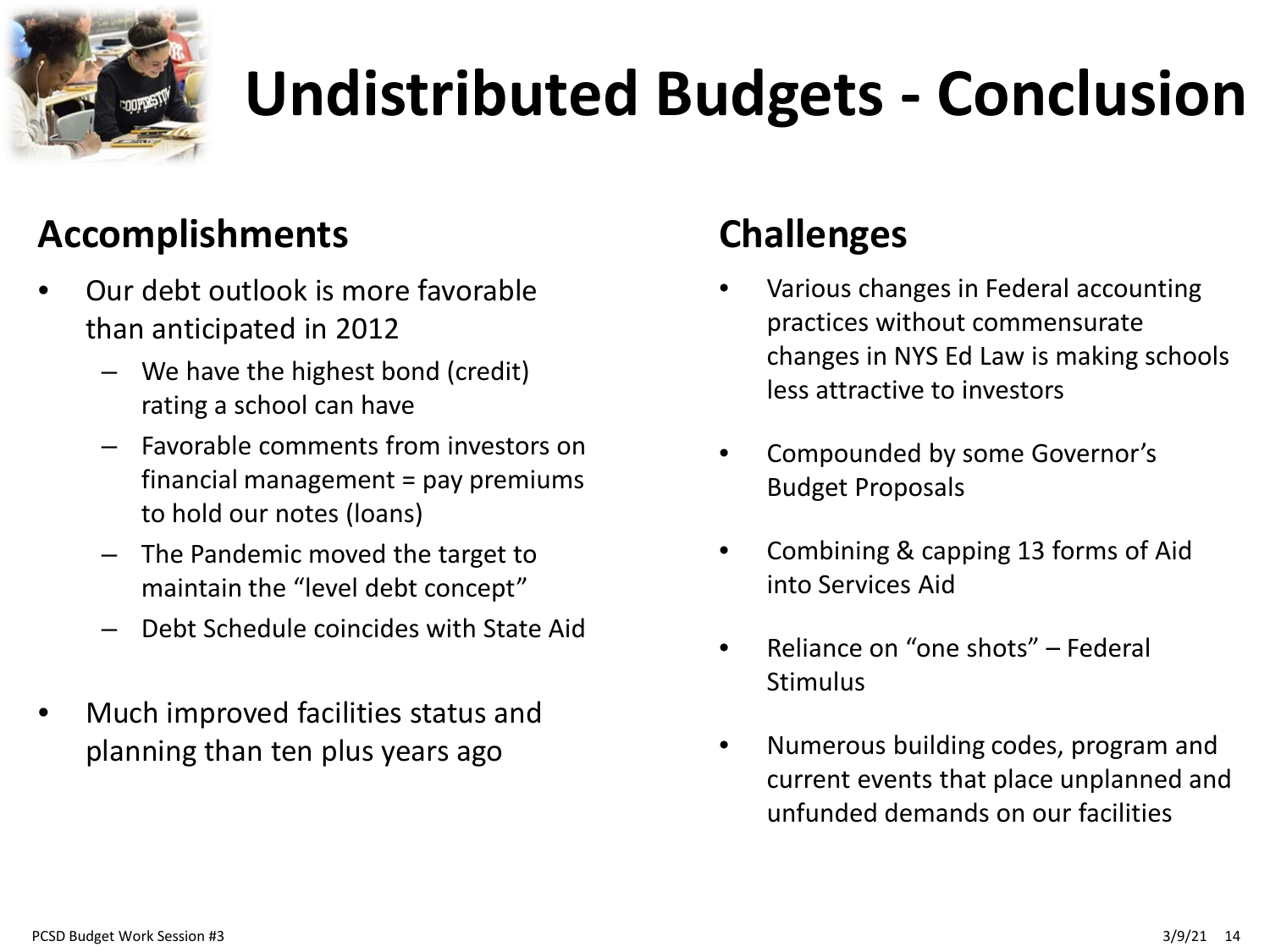# Undistributed Budgets - Conclusion

## Accomplishments

- Our debt outlook is more favorable than anticipated in 2012
  - We have the highest bond (credit) rating a school can have
  - Favorable comments from investors on financial management = pay premiums to hold our notes (loans)
  - The Pandemic moved the target to maintain the "level debt concept"
  - Debt Schedule coincides with State Aid
- Much improved facilities status and planning than ten plus years ago

## Challenges

- Various changes in Federal accounting practices without commensurate changes in NYS Ed Law is making schools less attractive to investors
- Compounded by some Governor's Budget Proposals
- Combining & capping 13 forms of Aid into Services Aid
- Reliance on "one shots" – Federal Stimulus
- Numerous building codes, program and current events that place unplanned and unfunded demands on our facilities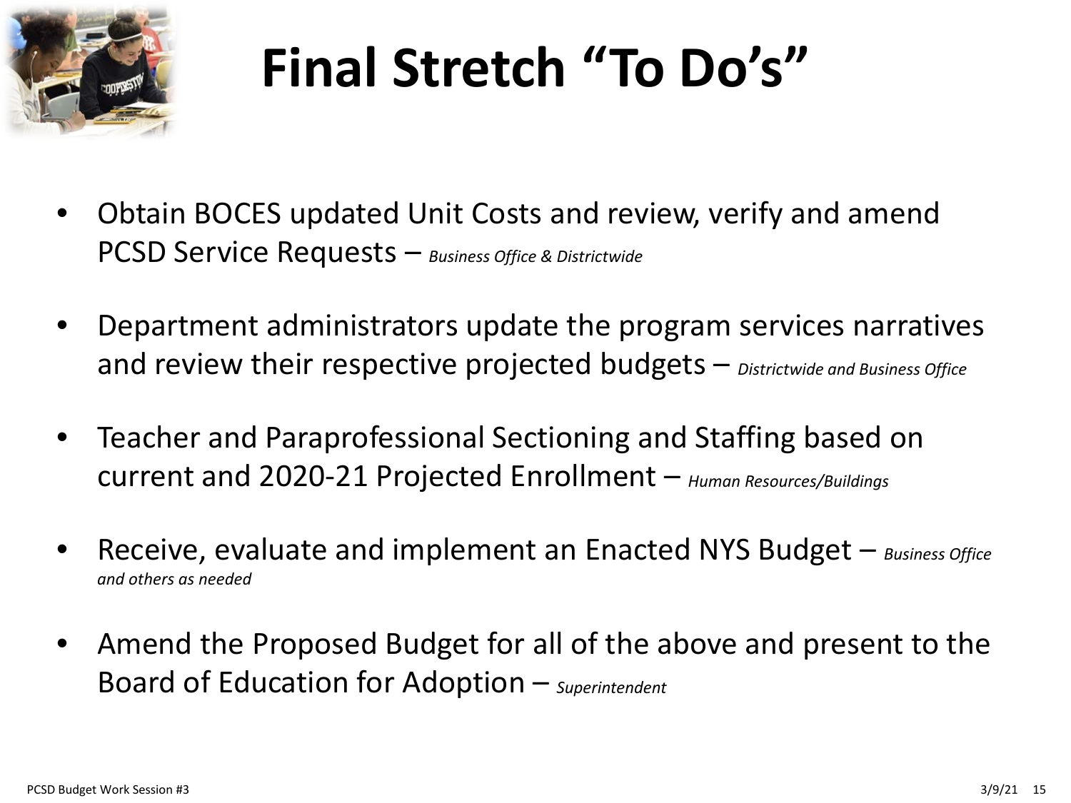# Final Stretch "To Do's"

- Obtain BOCES updated Unit Costs and review, verify and amend PCSD Service Requests – *Business Office & Districtwide*
- Department administrators update the program services narratives and review their respective projected budgets – *Districtwide and Business Office*
- Teacher and Paraprofessional Sectioning and Staffing based on current and 2020-21 Projected Enrollment – *Human Resources/Buildings*
- Receive, evaluate and implement an Enacted NYS Budget – *Business Office and others as needed*
- Amend the Proposed Budget for all of the above and present to the Board of Education for Adoption – *Superintendent*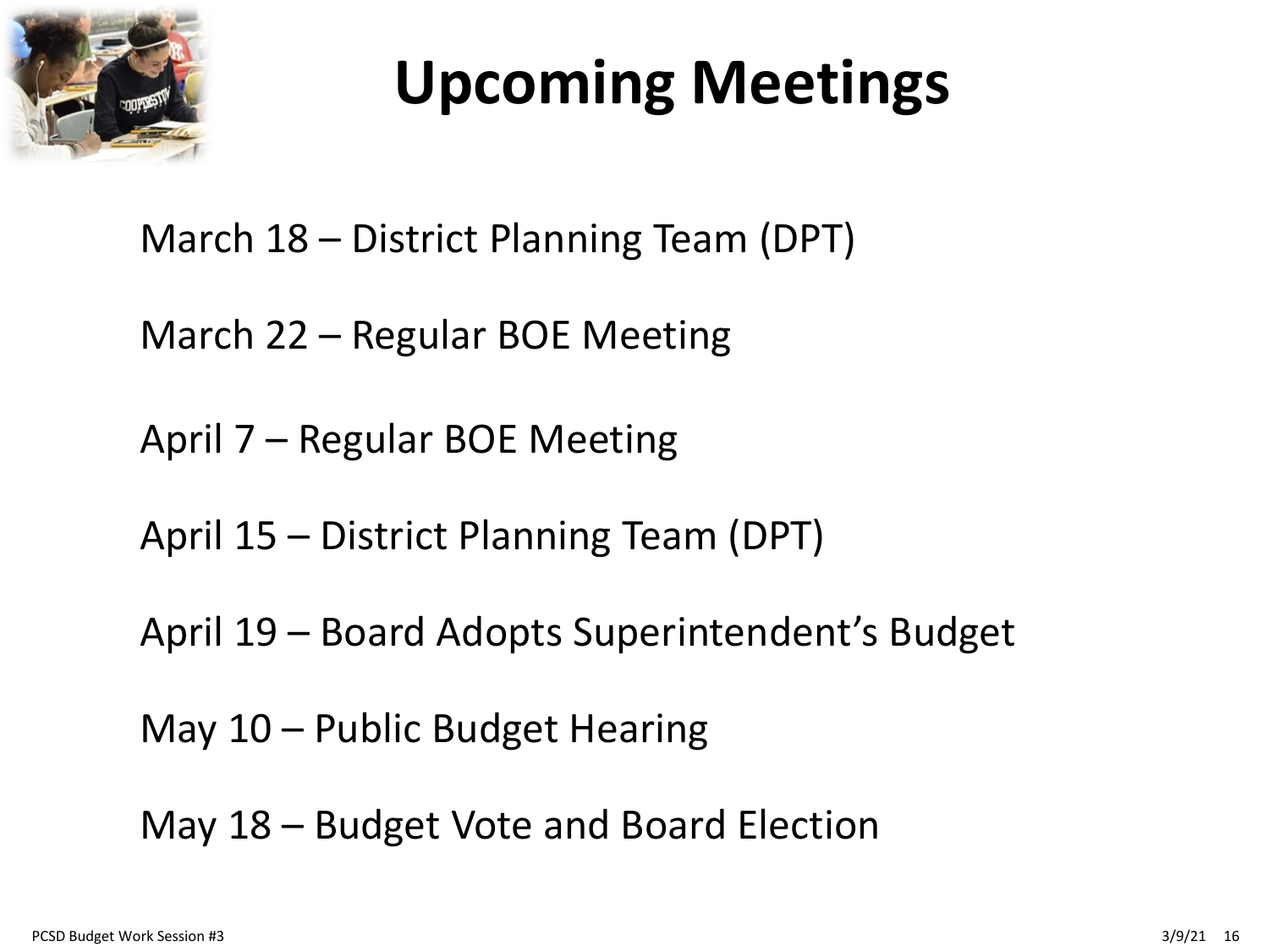# Upcoming Meetings

March 18 – District Planning Team (DPT)

March 22 – Regular BOE Meeting

April 7 – Regular BOE Meeting

April 15 – District Planning Team (DPT)

April 19 – Board Adopts Superintendent's Budget

May 10 – Public Budget Hearing

May 18 – Budget Vote and Board Election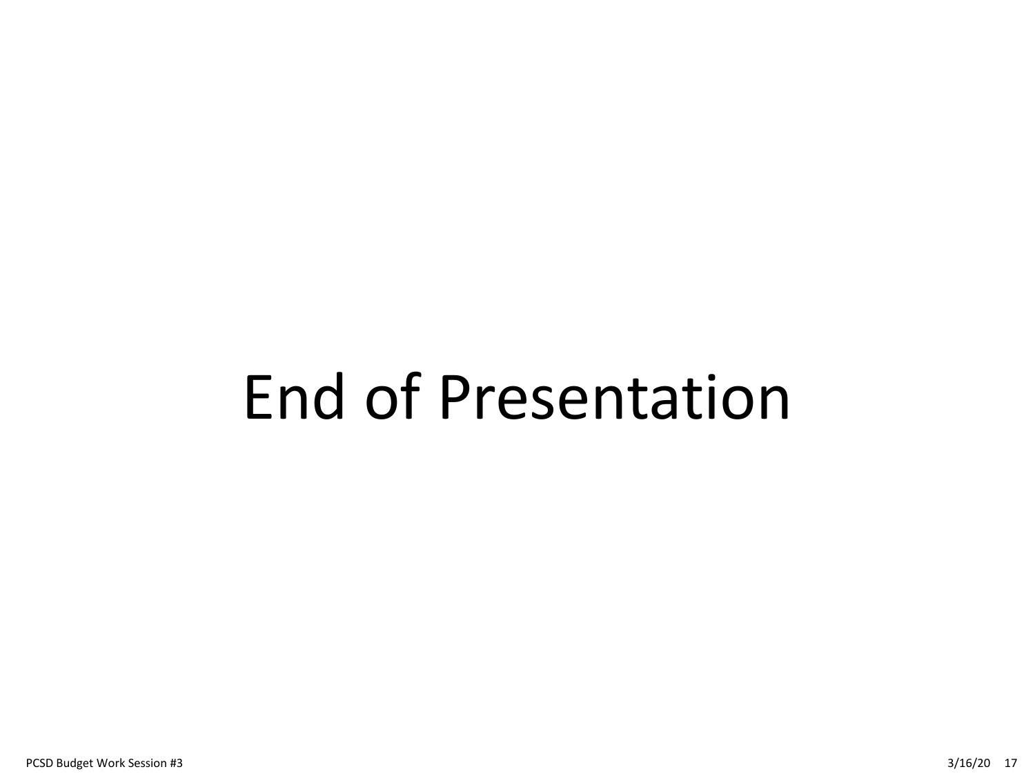# End of Presentation